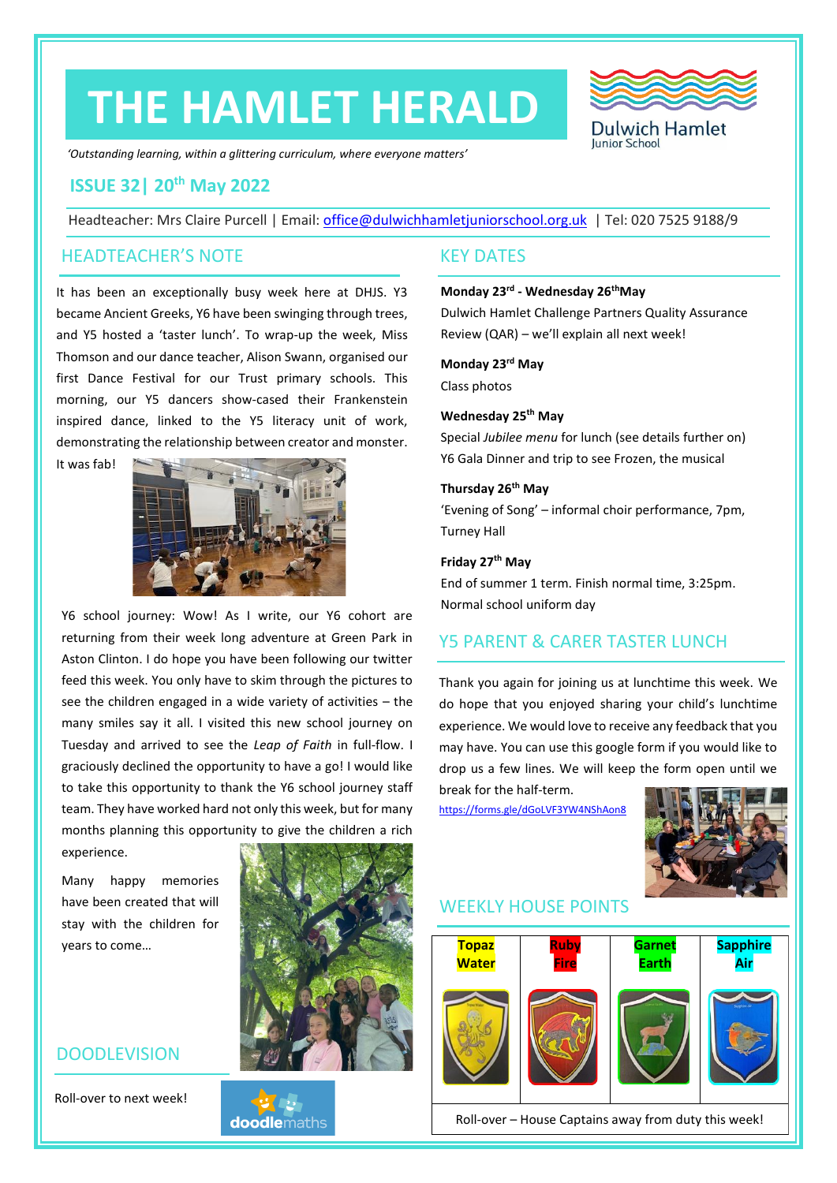# THE HAMLET HERALD

Dulwich Hamlet Junior School

*'Outstanding learning, within a glittering curriculum, where everyone matters'*

## ISSUE 32| 20th May 2022

Headteacher: Mrs Claire Purcell | Email: office@dulwichhamletjuniorschool.org.uk | Tel: 020 7525 9188/9

## HEADTEACHER'S NOTE

It has been an exceptionally busy week here at DHJS. Y3 became Ancient Greeks, Y6 have been swinging through trees, and Y5 hosted a 'taster lunch'. To wrap-up the week, Miss Thomson and our dance teacher, Alison Swann, organised our first Dance Festival for our Trust primary schools. This morning, our Y5 dancers show-cased their Frankenstein inspired dance, linked to the Y5 literacy unit of work, demonstrating the relationship between creator and monster. It was fab!

Y6 school journey: Wow! As I write, our Y6 cohort are returning from their week long adventure at Green Park in Aston Clinton. I do hope you have been following our twitter feed this week. You only have to skim through the pictures to see the children engaged in a wide variety of activities – the many smiles say it all. I visited this new school journey on Tuesday and arrived to see the *Leap of Faith* in full-flow. I graciously declined the opportunity to have a go! I would like to take this opportunity to thank the Y6 school journey staff team. They have worked hard not only this week, but for many months planning this opportunity to give the children a rich experience.

Many happy memories have been created that will stay with the children for years to come…

## DOODLEVISION

Roll-over to next week!

## KEY DATES

**Monday 23rd - Wednesday 26th May**
Dulwich Hamlet Challenge Partners Quality Assurance Review (QAR) – we'll explain all next week!

**Monday 23rd May**
Class photos

**Wednesday 25th May**
Special *Jubilee menu* for lunch (see details further on)
Y6 Gala Dinner and trip to see Frozen, the musical

**Thursday 26th May**
'Evening of Song' – informal choir performance, 7pm, Turney Hall

**Friday 27th May**
End of summer 1 term. Finish normal time, 3:25pm.
Normal school uniform day

## Y5 PARENT & CARER TASTER LUNCH

Thank you again for joining us at lunchtime this week. We do hope that you enjoyed sharing your child's lunchtime experience. We would love to receive any feedback that you may have. You can use this google form if you would like to drop us a few lines. We will keep the form open until we break for the half-term.

https://forms.gle/dGoLVF3YW4NShAon8

## WEEKLY HOUSE POINTS

| Topaz Water | Ruby Fire | Garnet Earth | Sapphire Air |
|---|---|---|---|
| Roll-over – House Captains away from duty this week! | | | |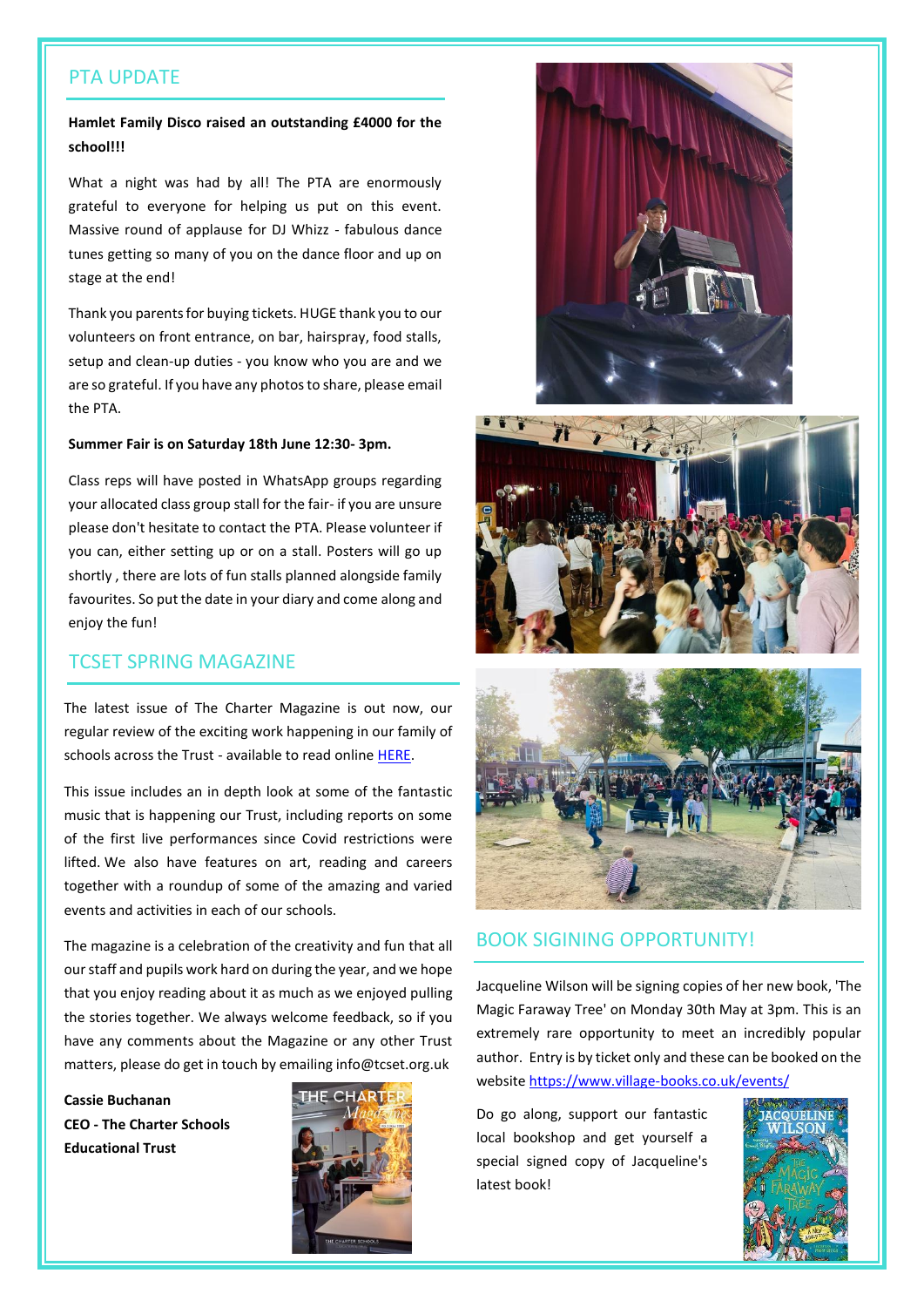## PTA UPDATE

**Hamlet Family Disco raised an outstanding £4000 for the school!!!**

What a night was had by all! The PTA are enormously grateful to everyone for helping us put on this event. Massive round of applause for DJ Whizz - fabulous dance tunes getting so many of you on the dance floor and up on stage at the end!

Thank you parents for buying tickets. HUGE thank you to our volunteers on front entrance, on bar, hairspray, food stalls, setup and clean-up duties - you know who you are and we are so grateful. If you have any photos to share, please email the PTA.

**Summer Fair is on Saturday 18th June 12:30- 3pm.**

Class reps will have posted in WhatsApp groups regarding your allocated class group stall for the fair- if you are unsure please don't hesitate to contact the PTA. Please volunteer if you can, either setting up or on a stall. Posters will go up shortly , there are lots of fun stalls planned alongside family favourites. So put the date in your diary and come along and enjoy the fun!

## TCSET SPRING MAGAZINE

The latest issue of The Charter Magazine is out now, our regular review of the exciting work happening in our family of schools across the Trust - available to read online HERE.

This issue includes an in depth look at some of the fantastic music that is happening our Trust, including reports on some of the first live performances since Covid restrictions were lifted. We also have features on art, reading and careers together with a roundup of some of the amazing and varied events and activities in each of our schools.

The magazine is a celebration of the creativity and fun that all our staff and pupils work hard on during the year, and we hope that you enjoy reading about it as much as we enjoyed pulling the stories together. We always welcome feedback, so if you have any comments about the Magazine or any other Trust matters, please do get in touch by emailing info@tcset.org.uk

**Cassie Buchanan**
**CEO - The Charter Schools Educational Trust**

## BOOK SIGINING OPPORTUNITY!

Jacqueline Wilson will be signing copies of her new book, 'The Magic Faraway Tree' on Monday 30th May at 3pm. This is an extremely rare opportunity to meet an incredibly popular author. Entry is by ticket only and these can be booked on the website https://www.village-books.co.uk/events/

Do go along, support our fantastic local bookshop and get yourself a special signed copy of Jacqueline's latest book!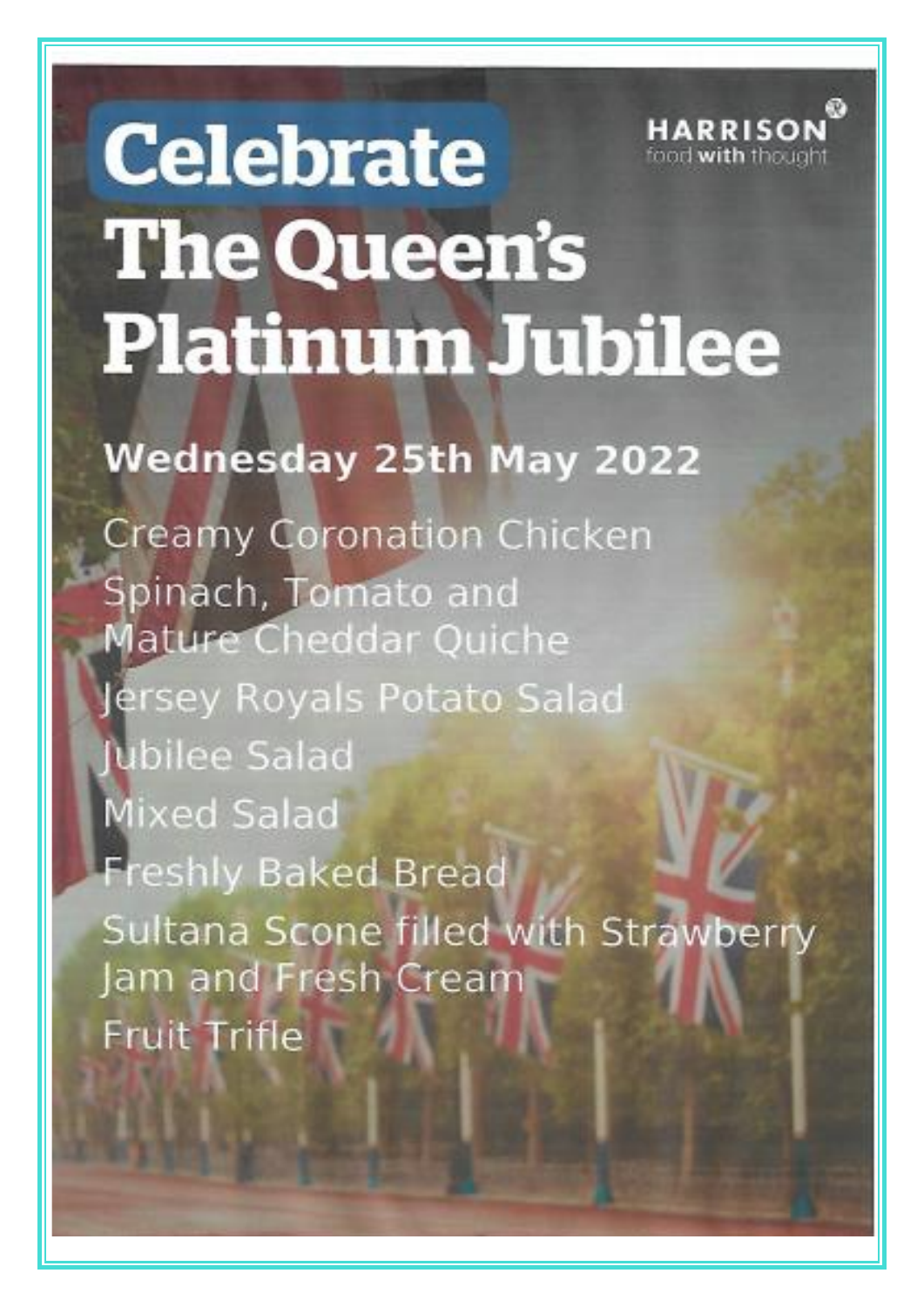# Celebrate The Queen's Platinum Jubilee

HARRISON
food with thought

## Wednesday 25th May 2022

Creamy Coronation Chicken

Spinach, Tomato and Mature Cheddar Quiche

Jersey Royals Potato Salad

Jubilee Salad

Mixed Salad

Freshly Baked Bread

Sultana Scone filled with Strawberry Jam and Fresh Cream

Fruit Trifle